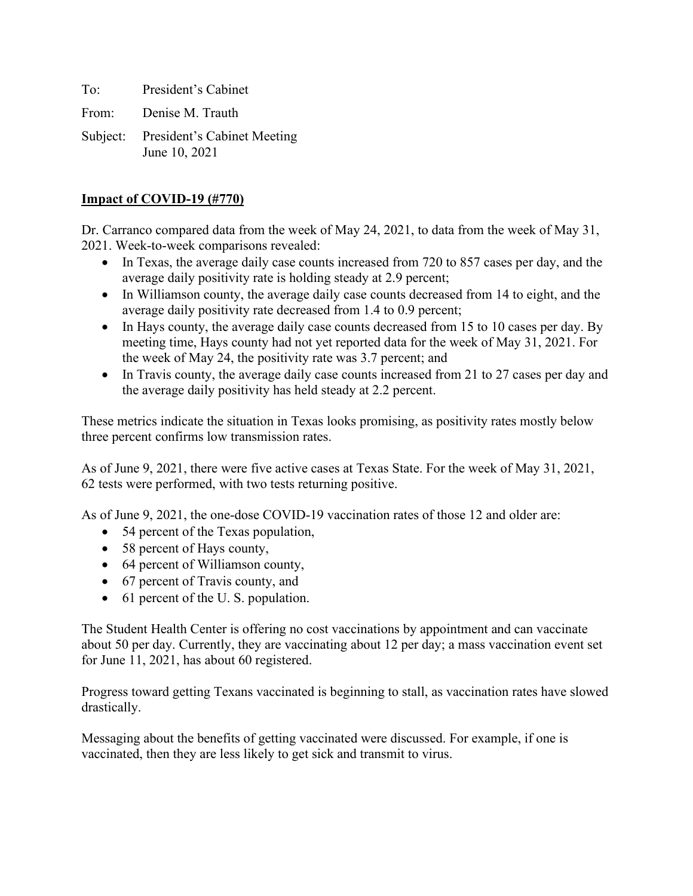To: President's Cabinet

From: Denise M. Trauth

Subject: President's Cabinet Meeting
June 10, 2021

**Impact of COVID-19 (#770)**

Dr. Carranco compared data from the week of May 24, 2021, to data from the week of May 31, 2021. Week-to-week comparisons revealed:

- In Texas, the average daily case counts increased from 720 to 857 cases per day, and the average daily positivity rate is holding steady at 2.9 percent;
- In Williamson county, the average daily case counts decreased from 14 to eight, and the average daily positivity rate decreased from 1.4 to 0.9 percent;
- In Hays county, the average daily case counts decreased from 15 to 10 cases per day. By meeting time, Hays county had not yet reported data for the week of May 31, 2021. For the week of May 24, the positivity rate was 3.7 percent; and
- In Travis county, the average daily case counts increased from 21 to 27 cases per day and the average daily positivity has held steady at 2.2 percent.

These metrics indicate the situation in Texas looks promising, as positivity rates mostly below three percent confirms low transmission rates.

As of June 9, 2021, there were five active cases at Texas State. For the week of May 31, 2021, 62 tests were performed, with two tests returning positive.

As of June 9, 2021, the one-dose COVID-19 vaccination rates of those 12 and older are:

- 54 percent of the Texas population,
- 58 percent of Hays county,
- 64 percent of Williamson county,
- 67 percent of Travis county, and
- 61 percent of the U. S. population.

The Student Health Center is offering no cost vaccinations by appointment and can vaccinate about 50 per day. Currently, they are vaccinating about 12 per day; a mass vaccination event set for June 11, 2021, has about 60 registered.

Progress toward getting Texans vaccinated is beginning to stall, as vaccination rates have slowed drastically.

Messaging about the benefits of getting vaccinated were discussed. For example, if one is vaccinated, then they are less likely to get sick and transmit to virus.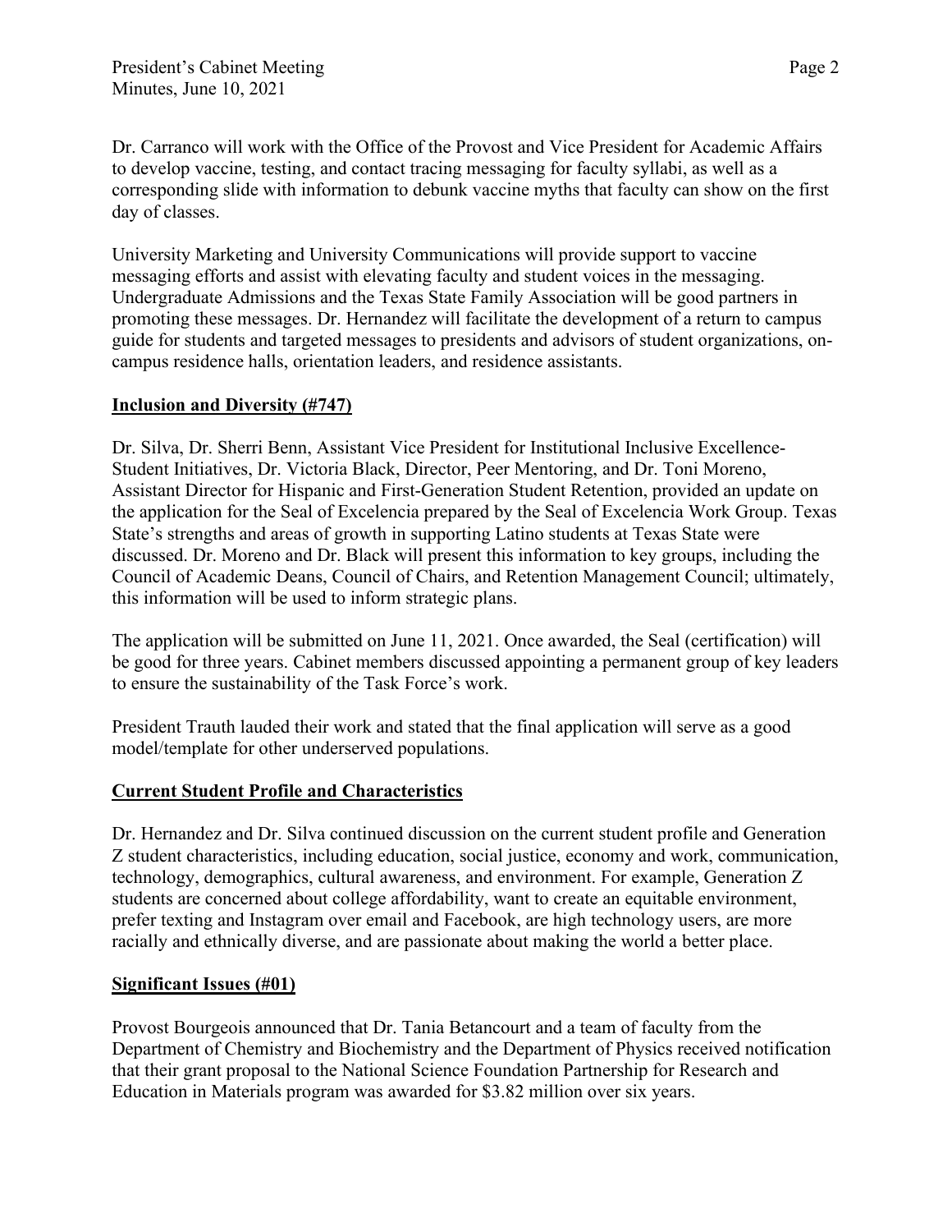Dr. Carranco will work with the Office of the Provost and Vice President for Academic Affairs to develop vaccine, testing, and contact tracing messaging for faculty syllabi, as well as a corresponding slide with information to debunk vaccine myths that faculty can show on the first day of classes.

University Marketing and University Communications will provide support to vaccine messaging efforts and assist with elevating faculty and student voices in the messaging. Undergraduate Admissions and the Texas State Family Association will be good partners in promoting these messages. Dr. Hernandez will facilitate the development of a return to campus guide for students and targeted messages to presidents and advisors of student organizations, on-campus residence halls, orientation leaders, and residence assistants.

## Inclusion and Diversity (#747)

Dr. Silva, Dr. Sherri Benn, Assistant Vice President for Institutional Inclusive Excellence-Student Initiatives, Dr. Victoria Black, Director, Peer Mentoring, and Dr. Toni Moreno, Assistant Director for Hispanic and First-Generation Student Retention, provided an update on the application for the Seal of Excelencia prepared by the Seal of Excelencia Work Group. Texas State's strengths and areas of growth in supporting Latino students at Texas State were discussed. Dr. Moreno and Dr. Black will present this information to key groups, including the Council of Academic Deans, Council of Chairs, and Retention Management Council; ultimately, this information will be used to inform strategic plans.

The application will be submitted on June 11, 2021. Once awarded, the Seal (certification) will be good for three years. Cabinet members discussed appointing a permanent group of key leaders to ensure the sustainability of the Task Force's work.

President Trauth lauded their work and stated that the final application will serve as a good model/template for other underserved populations.

## Current Student Profile and Characteristics

Dr. Hernandez and Dr. Silva continued discussion on the current student profile and Generation Z student characteristics, including education, social justice, economy and work, communication, technology, demographics, cultural awareness, and environment. For example, Generation Z students are concerned about college affordability, want to create an equitable environment, prefer texting and Instagram over email and Facebook, are high technology users, are more racially and ethnically diverse, and are passionate about making the world a better place.

## Significant Issues (#01)

Provost Bourgeois announced that Dr. Tania Betancourt and a team of faculty from the Department of Chemistry and Biochemistry and the Department of Physics received notification that their grant proposal to the National Science Foundation Partnership for Research and Education in Materials program was awarded for $3.82 million over six years.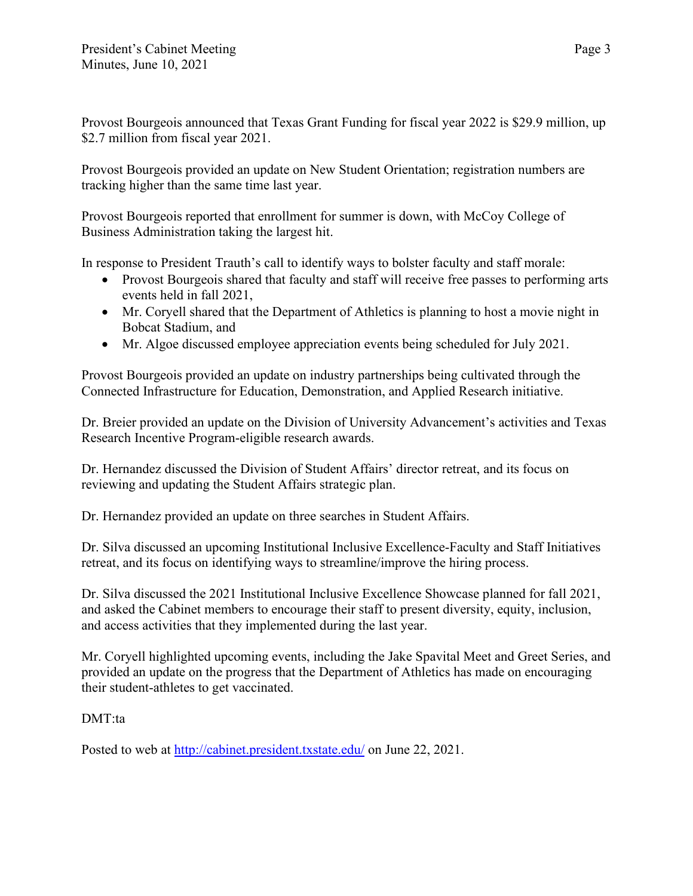Provost Bourgeois announced that Texas Grant Funding for fiscal year 2022 is $29.9 million, up $2.7 million from fiscal year 2021.

Provost Bourgeois provided an update on New Student Orientation; registration numbers are tracking higher than the same time last year.

Provost Bourgeois reported that enrollment for summer is down, with McCoy College of Business Administration taking the largest hit.

In response to President Trauth's call to identify ways to bolster faculty and staff morale:

- Provost Bourgeois shared that faculty and staff will receive free passes to performing arts events held in fall 2021,
- Mr. Coryell shared that the Department of Athletics is planning to host a movie night in Bobcat Stadium, and
- Mr. Algoe discussed employee appreciation events being scheduled for July 2021.

Provost Bourgeois provided an update on industry partnerships being cultivated through the Connected Infrastructure for Education, Demonstration, and Applied Research initiative.

Dr. Breier provided an update on the Division of University Advancement's activities and Texas Research Incentive Program-eligible research awards.

Dr. Hernandez discussed the Division of Student Affairs' director retreat, and its focus on reviewing and updating the Student Affairs strategic plan.

Dr. Hernandez provided an update on three searches in Student Affairs.

Dr. Silva discussed an upcoming Institutional Inclusive Excellence-Faculty and Staff Initiatives retreat, and its focus on identifying ways to streamline/improve the hiring process.

Dr. Silva discussed the 2021 Institutional Inclusive Excellence Showcase planned for fall 2021, and asked the Cabinet members to encourage their staff to present diversity, equity, inclusion, and access activities that they implemented during the last year.

Mr. Coryell highlighted upcoming events, including the Jake Spavital Meet and Greet Series, and provided an update on the progress that the Department of Athletics has made on encouraging their student-athletes to get vaccinated.

DMT:ta

Posted to web at http://cabinet.president.txstate.edu/ on June 22, 2021.